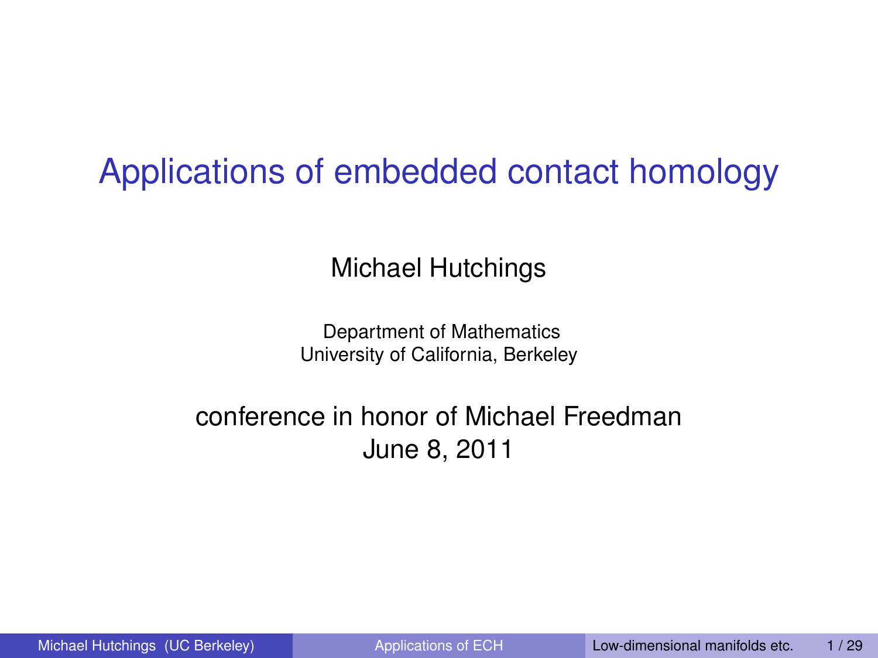# Applications of embedded contact homology

Michael Hutchings

Department of Mathematics
University of California, Berkeley

conference in honor of Michael Freedman
June 8, 2011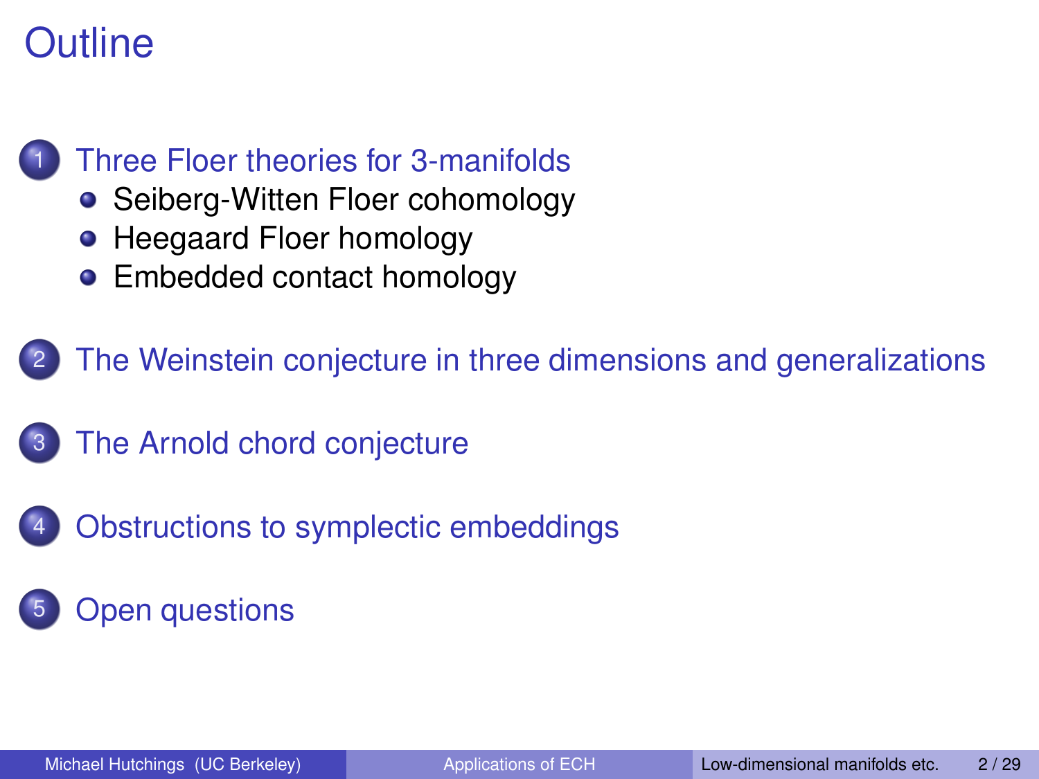# Outline

1. Three Floer theories for 3-manifolds
   - Seiberg-Witten Floer cohomology
   - Heegaard Floer homology
   - Embedded contact homology
2. The Weinstein conjecture in three dimensions and generalizations
3. The Arnold chord conjecture
4. Obstructions to symplectic embeddings
5. Open questions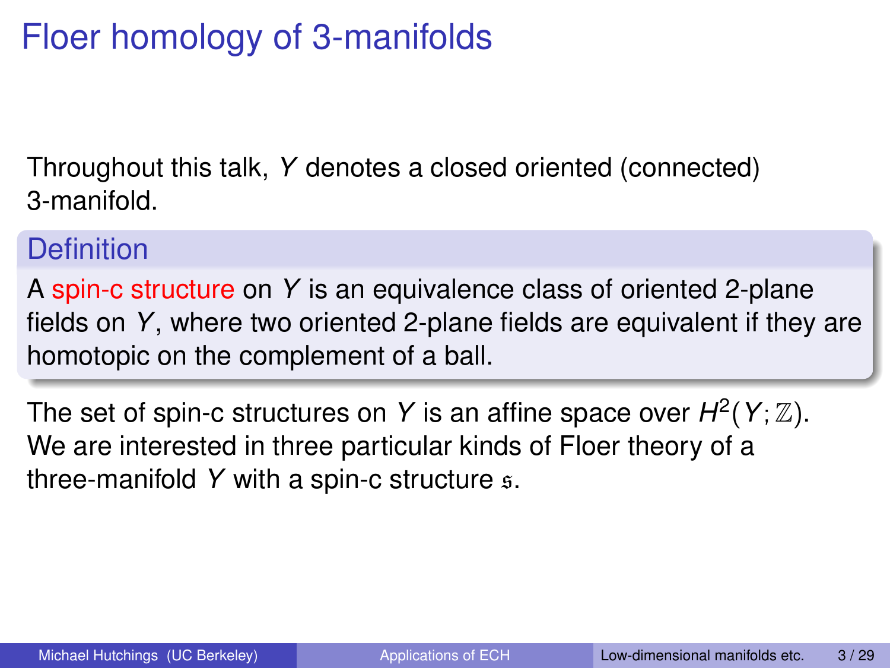# Floer homology of 3-manifolds

Throughout this talk, $Y$ denotes a closed oriented (connected) 3-manifold.

**Definition**

A spin-c structure on $Y$ is an equivalence class of oriented 2-plane fields on $Y$, where two oriented 2-plane fields are equivalent if they are homotopic on the complement of a ball.

The set of spin-c structures on $Y$ is an affine space over $H^2(Y;\mathbb{Z})$. We are interested in three particular kinds of Floer theory of a three-manifold $Y$ with a spin-c structure $\mathfrak{s}$.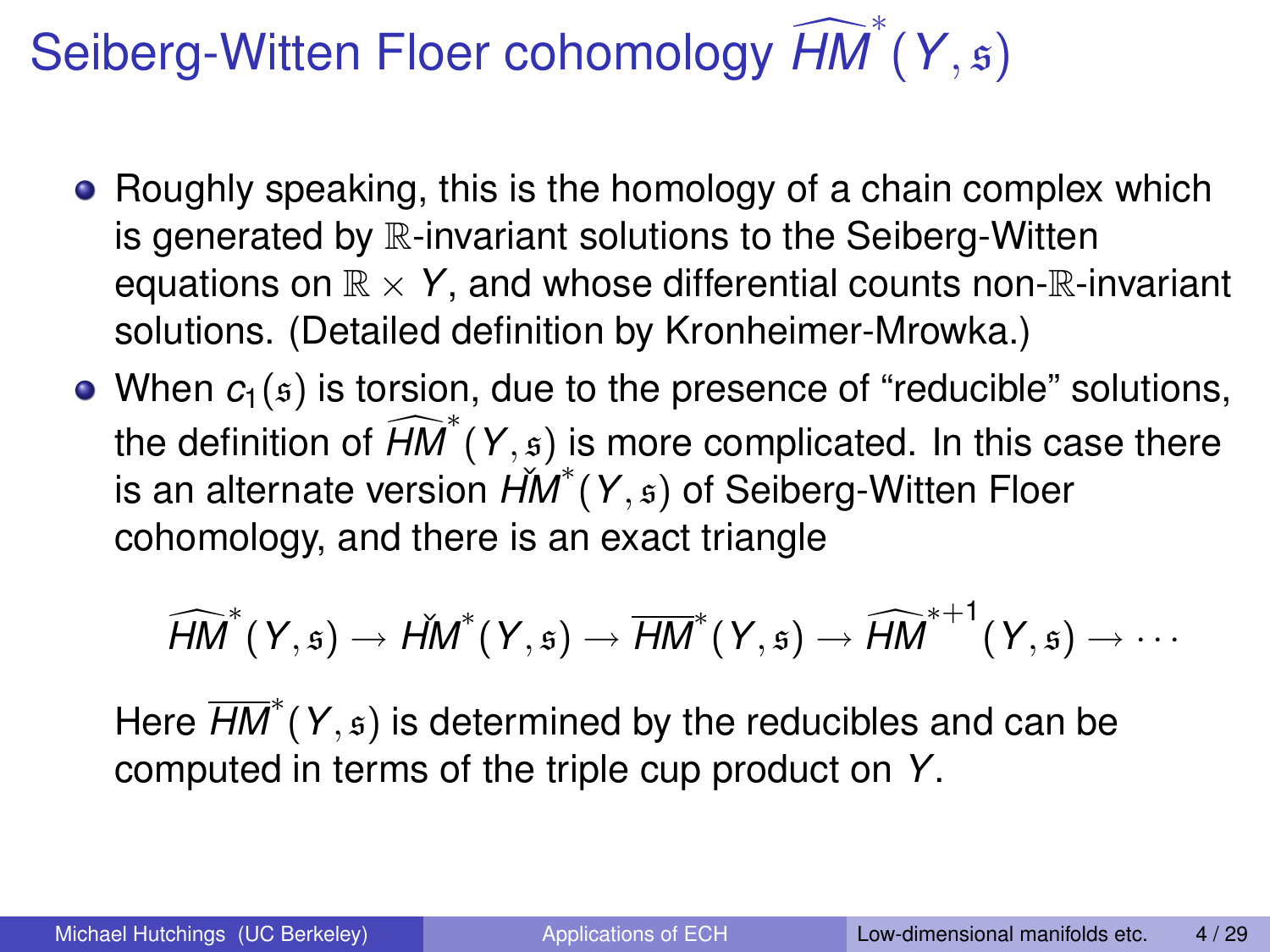# Seiberg-Witten Floer cohomology $\widehat{HM}^*(Y, \mathfrak{s})$

- Roughly speaking, this is the homology of a chain complex which is generated by $\mathbb{R}$-invariant solutions to the Seiberg-Witten equations on $\mathbb{R} \times Y$, and whose differential counts non-$\mathbb{R}$-invariant solutions. (Detailed definition by Kronheimer-Mrowka.)
- When $c_1(\mathfrak{s})$ is torsion, due to the presence of "reducible" solutions, the definition of $\widehat{HM}^*(Y, \mathfrak{s})$ is more complicated. In this case there is an alternate version $\check{HM}^*(Y, \mathfrak{s})$ of Seiberg-Witten Floer cohomology, and there is an exact triangle

$$\widehat{HM}^*(Y, \mathfrak{s}) \to \check{HM}^*(Y, \mathfrak{s}) \to \overline{HM}^*(Y, \mathfrak{s}) \to \widehat{HM}^{*+1}(Y, \mathfrak{s}) \to \cdots$$

  Here $\overline{HM}^*(Y, \mathfrak{s})$ is determined by the reducibles and can be computed in terms of the triple cup product on $Y$.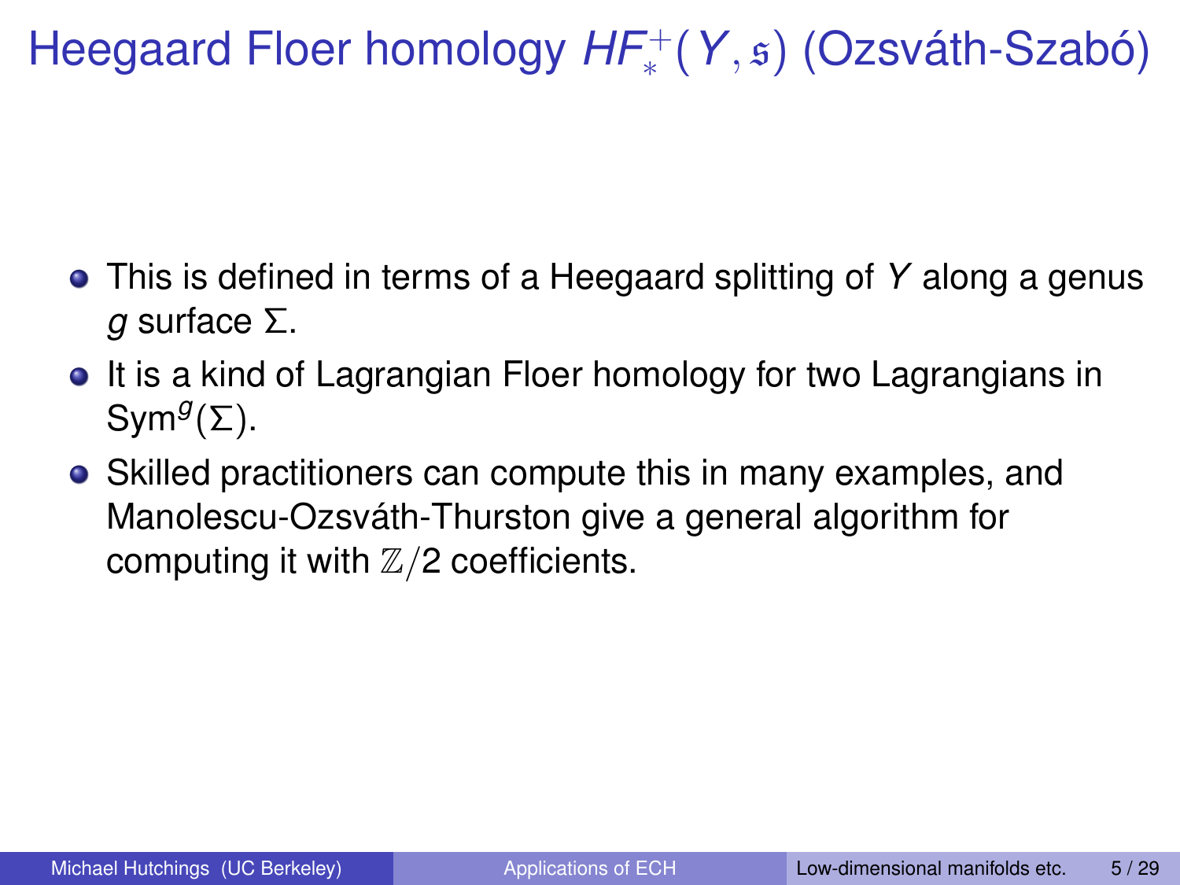# Heegaard Floer homology $HF^+_*(Y, \mathfrak{s})$ (Ozsváth-Szabó)

- This is defined in terms of a Heegaard splitting of $Y$ along a genus $g$ surface $\Sigma$.
- It is a kind of Lagrangian Floer homology for two Lagrangians in $\text{Sym}^g(\Sigma)$.
- Skilled practitioners can compute this in many examples, and Manolescu-Ozsváth-Thurston give a general algorithm for computing it with $\mathbb{Z}/2$ coefficients.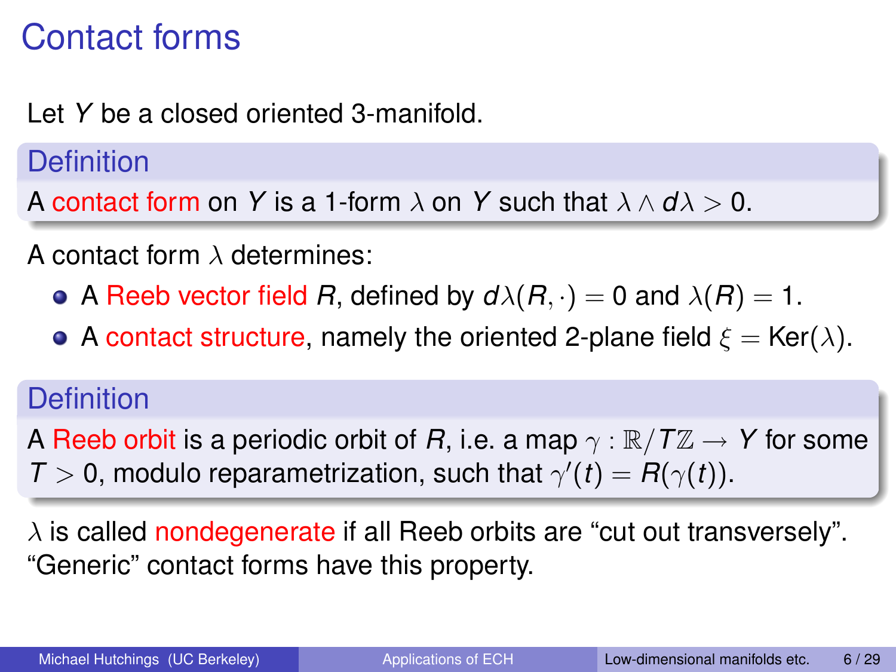# Contact forms

Let $Y$ be a closed oriented 3-manifold.

**Definition**

A contact form on $Y$ is a 1-form $\lambda$ on $Y$ such that $\lambda \wedge d\lambda > 0$.

A contact form $\lambda$ determines:

- A Reeb vector field $R$, defined by $d\lambda(R, \cdot) = 0$ and $\lambda(R) = 1$.
- A contact structure, namely the oriented 2-plane field $\xi = \operatorname{Ker}(\lambda)$.

**Definition**

A Reeb orbit is a periodic orbit of $R$, i.e. a map $\gamma : \mathbb{R}/T\mathbb{Z} \to Y$ for some $T > 0$, modulo reparametrization, such that $\gamma'(t) = R(\gamma(t))$.

$\lambda$ is called nondegenerate if all Reeb orbits are "cut out transversely". "Generic" contact forms have this property.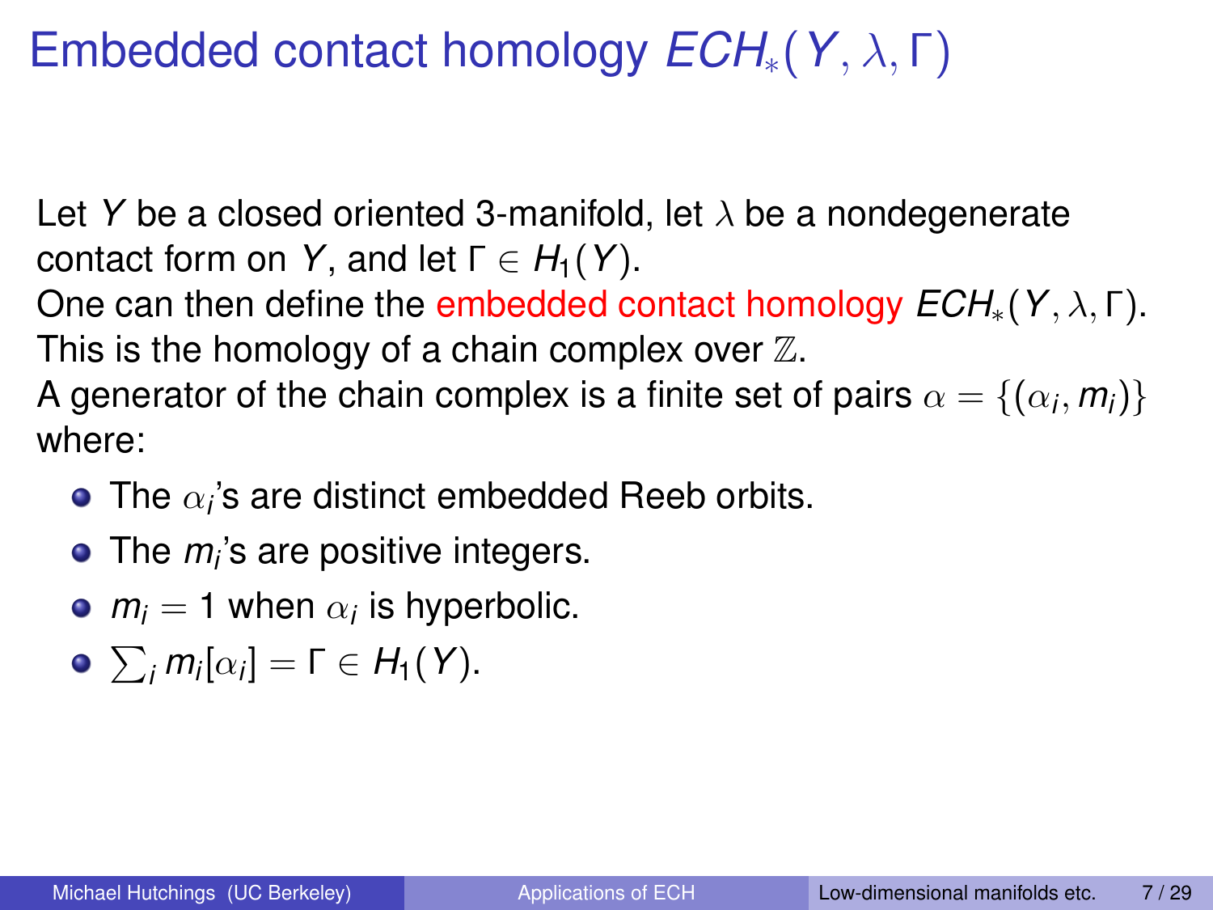# Embedded contact homology $ECH_*(Y, \lambda, \Gamma)$

Let $Y$ be a closed oriented 3-manifold, let $\lambda$ be a nondegenerate contact form on $Y$, and let $\Gamma \in H_1(Y)$.
One can then define the embedded contact homology $ECH_*(Y, \lambda, \Gamma)$.
This is the homology of a chain complex over $\mathbb{Z}$.
A generator of the chain complex is a finite set of pairs $\alpha = \{(\alpha_i, m_i)\}$ where:

- The $\alpha_i$'s are distinct embedded Reeb orbits.
- The $m_i$'s are positive integers.
- $m_i = 1$ when $\alpha_i$ is hyperbolic.
- $\sum_i m_i[\alpha_i] = \Gamma \in H_1(Y)$.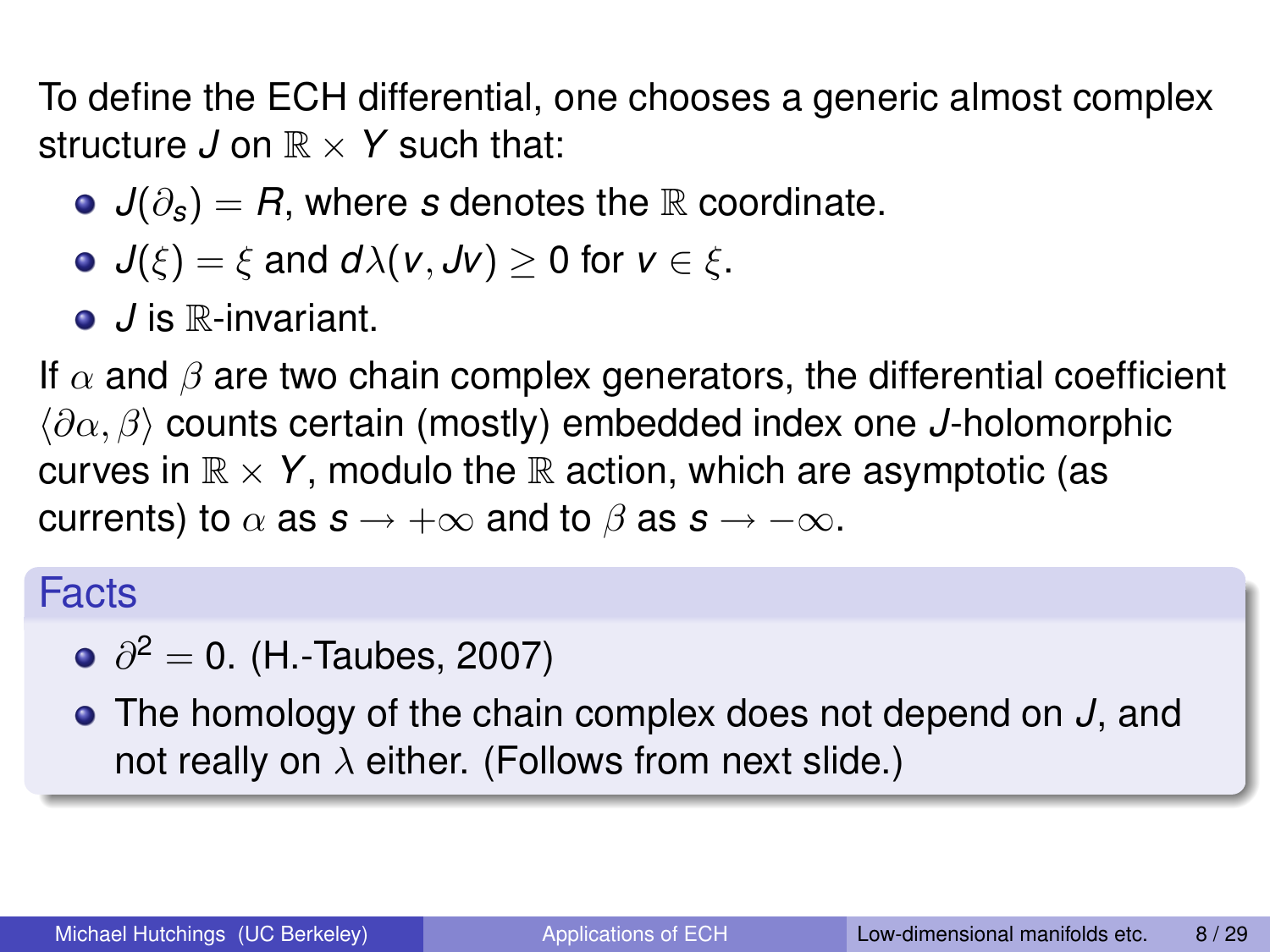To define the ECH differential, one chooses a generic almost complex structure $J$ on $\mathbb{R} \times Y$ such that:

- $J(\partial_s) = R$, where $s$ denotes the $\mathbb{R}$ coordinate.
- $J(\xi) = \xi$ and $d\lambda(v, Jv) \geq 0$ for $v \in \xi$.
- $J$ is $\mathbb{R}$-invariant.

If $\alpha$ and $\beta$ are two chain complex generators, the differential coefficient $\langle \partial\alpha, \beta \rangle$ counts certain (mostly) embedded index one $J$-holomorphic curves in $\mathbb{R} \times Y$, modulo the $\mathbb{R}$ action, which are asymptotic (as currents) to $\alpha$ as $s \to +\infty$ and to $\beta$ as $s \to -\infty$.

## Facts

- $\partial^2 = 0$. (H.-Taubes, 2007)
- The homology of the chain complex does not depend on $J$, and not really on $\lambda$ either. (Follows from next slide.)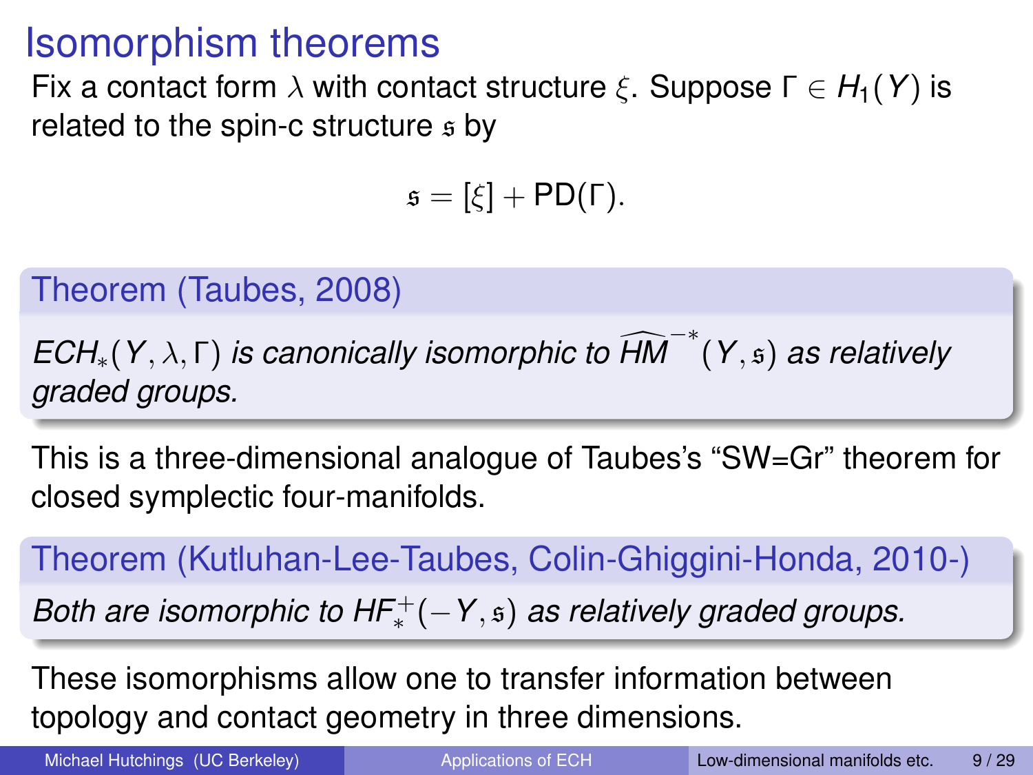# Isomorphism theorems

Fix a contact form $\lambda$ with contact structure $\xi$. Suppose $\Gamma \in H_1(Y)$ is related to the spin-c structure $\mathfrak{s}$ by

$$\mathfrak{s} = [\xi] + \mathrm{PD}(\Gamma).$$

**Theorem (Taubes, 2008)**

*$ECH_*(Y, \lambda, \Gamma)$ is canonically isomorphic to $\widehat{HM}^{-*}(Y, \mathfrak{s})$ as relatively graded groups.*

This is a three-dimensional analogue of Taubes's "SW=Gr" theorem for closed symplectic four-manifolds.

**Theorem (Kutluhan-Lee-Taubes, Colin-Ghiggini-Honda, 2010-)**

*Both are isomorphic to $HF_*^+(-Y, \mathfrak{s})$ as relatively graded groups.*

These isomorphisms allow one to transfer information between topology and contact geometry in three dimensions.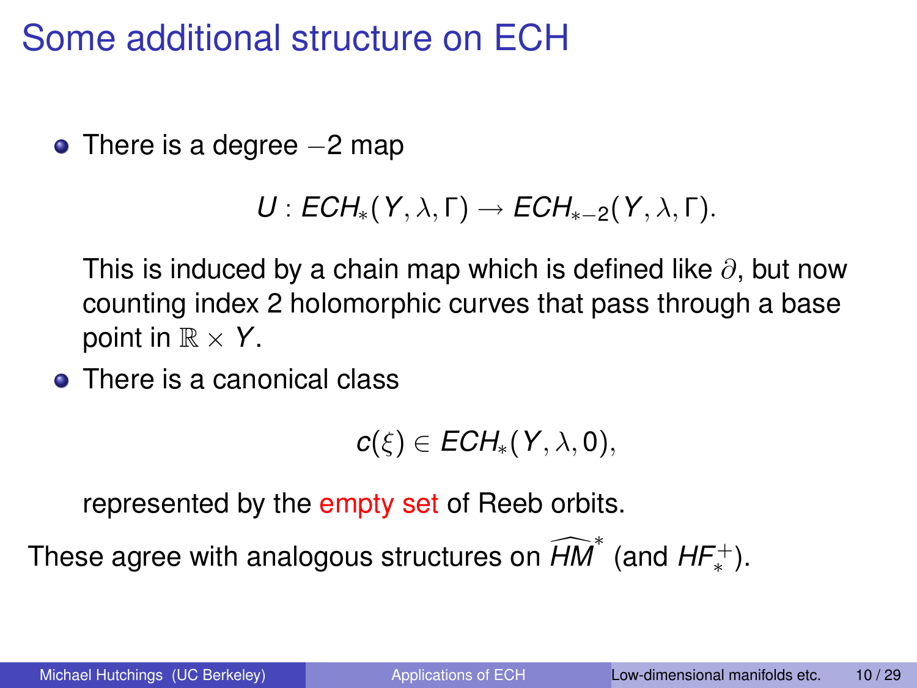# Some additional structure on ECH

- There is a degree $-2$ map

  $$U : ECH_*(Y, \lambda, \Gamma) \to ECH_{*-2}(Y, \lambda, \Gamma).$$

  This is induced by a chain map which is defined like $\partial$, but now counting index 2 holomorphic curves that pass through a base point in $\mathbb{R} \times Y$.

- There is a canonical class

  $$c(\xi) \in ECH_*(Y, \lambda, 0),$$

  represented by the empty set of Reeb orbits.

These agree with analogous structures on $\widehat{HM}^*$ (and $HF^+_*$).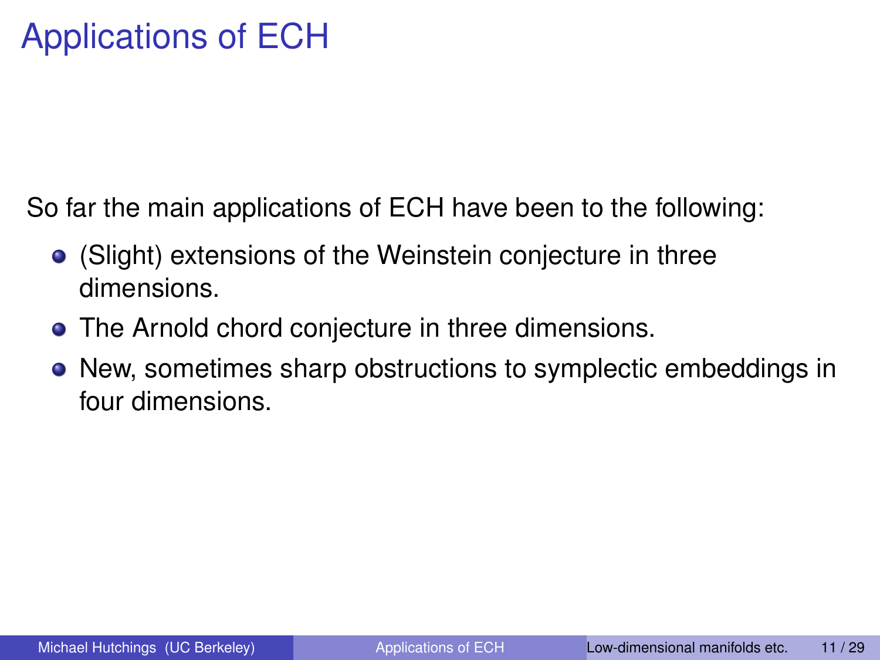# Applications of ECH

So far the main applications of ECH have been to the following:

- (Slight) extensions of the Weinstein conjecture in three dimensions.
- The Arnold chord conjecture in three dimensions.
- New, sometimes sharp obstructions to symplectic embeddings in four dimensions.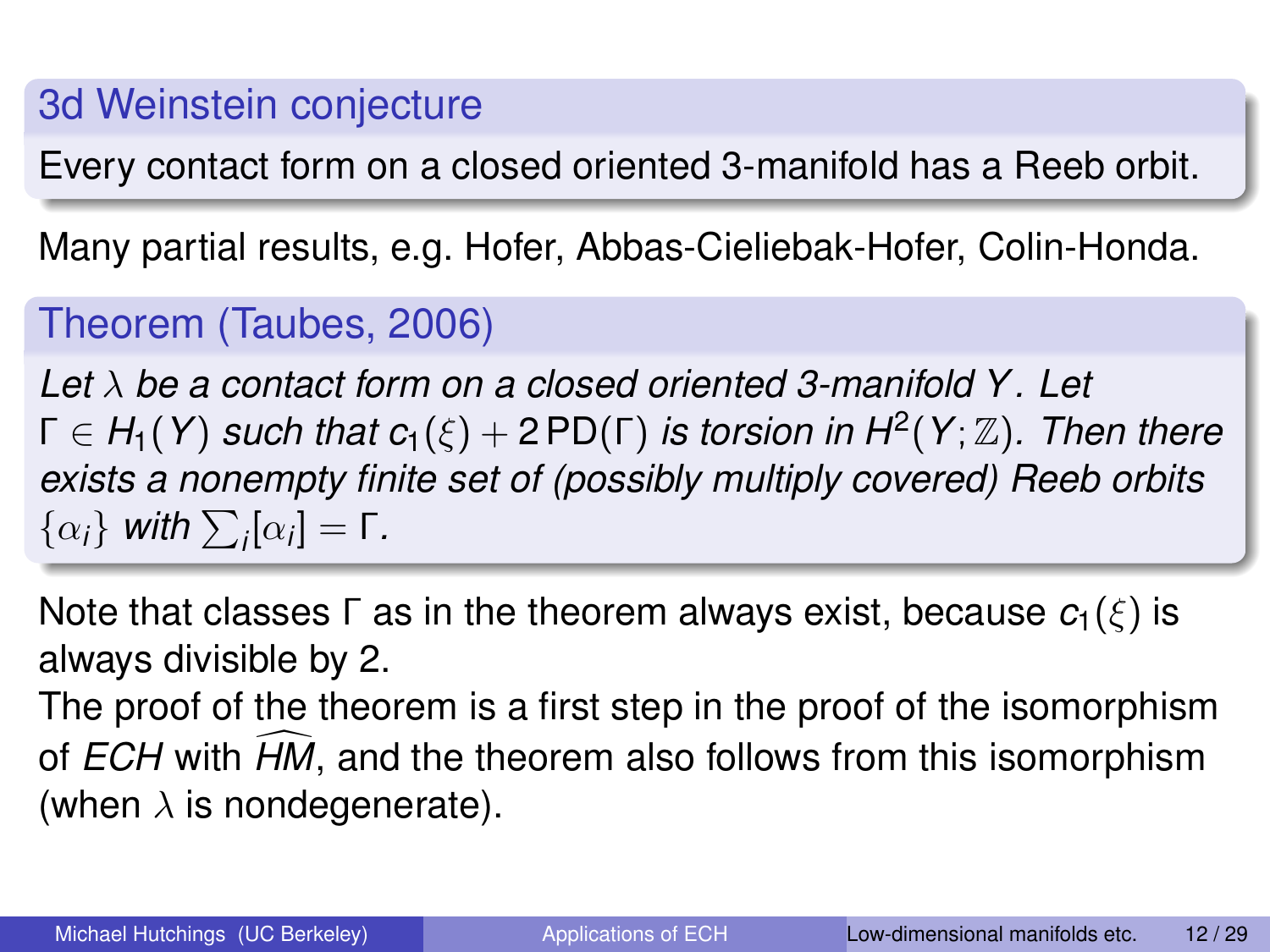### 3d Weinstein conjecture

Every contact form on a closed oriented 3-manifold has a Reeb orbit.

Many partial results, e.g. Hofer, Abbas-Cieliebak-Hofer, Colin-Honda.

### Theorem (Taubes, 2006)

*Let $\lambda$ be a contact form on a closed oriented 3-manifold $Y$. Let $\Gamma \in H_1(Y)$ such that $c_1(\xi) + 2\,\mathrm{PD}(\Gamma)$ is torsion in $H^2(Y;\mathbb{Z})$. Then there exists a nonempty finite set of (possibly multiply covered) Reeb orbits $\{\alpha_i\}$ with $\sum_i [\alpha_i] = \Gamma$.*

Note that classes $\Gamma$ as in the theorem always exist, because $c_1(\xi)$ is always divisible by 2.

The proof of the theorem is a first step in the proof of the isomorphism of *ECH* with $\widehat{HM}$, and the theorem also follows from this isomorphism (when $\lambda$ is nondegenerate).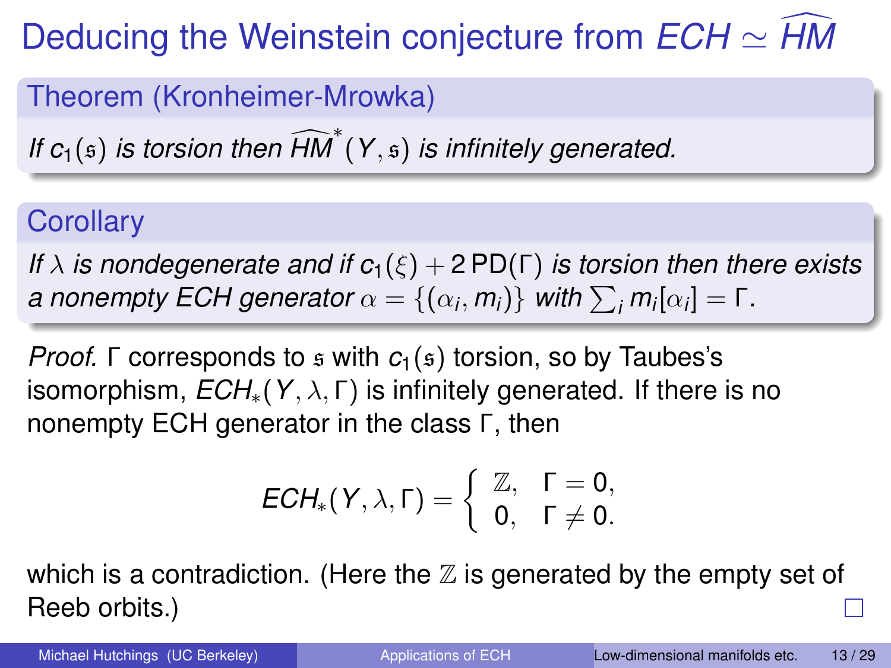# Deducing the Weinstein conjecture from $ECH \simeq \widehat{HM}$

## Theorem (Kronheimer-Mrowka)

*If $c_1(\mathfrak{s})$ is torsion then $\widehat{HM}^*(Y, \mathfrak{s})$ is infinitely generated.*

## Corollary

*If $\lambda$ is nondegenerate and if $c_1(\xi) + 2\,\mathrm{PD}(\Gamma)$ is torsion then there exists a nonempty ECH generator $\alpha = \{(\alpha_i, m_i)\}$ with $\sum_i m_i[\alpha_i] = \Gamma$.*

*Proof.* $\Gamma$ corresponds to $\mathfrak{s}$ with $c_1(\mathfrak{s})$ torsion, so by Taubes's isomorphism, $ECH_*(Y, \lambda, \Gamma)$ is infinitely generated. If there is no nonempty ECH generator in the class $\Gamma$, then

$$ECH_*(Y, \lambda, \Gamma) = \begin{cases} \mathbb{Z}, & \Gamma = 0, \\ 0, & \Gamma \neq 0. \end{cases}$$

which is a contradiction. (Here the $\mathbb{Z}$ is generated by the empty set of Reeb orbits.) □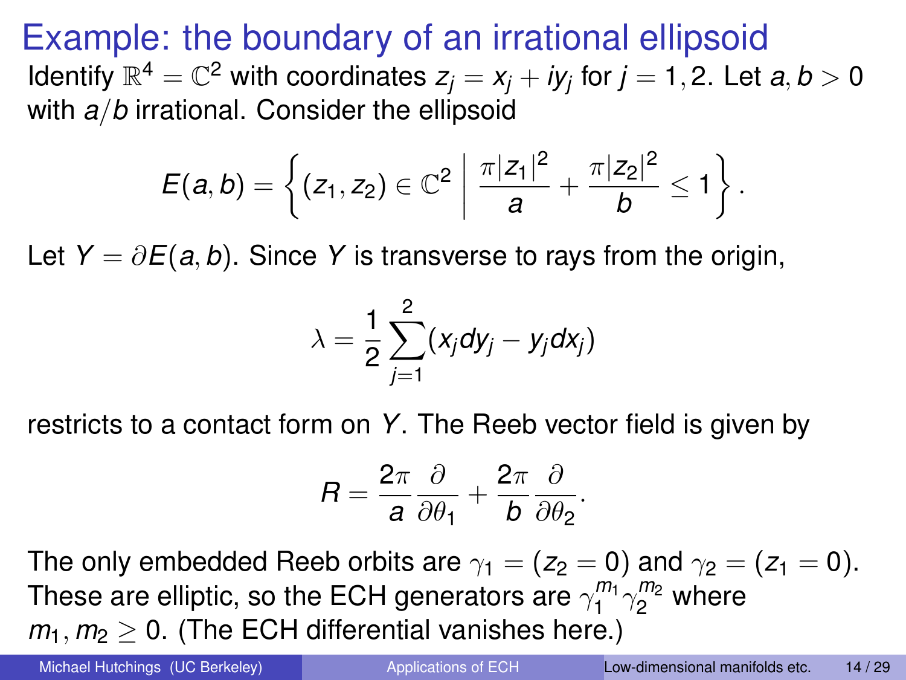# Example: the boundary of an irrational ellipsoid

Identify $\mathbb{R}^4 = \mathbb{C}^2$ with coordinates $z_j = x_j + iy_j$ for $j = 1, 2$. Let $a, b > 0$ with $a/b$ irrational. Consider the ellipsoid

$$E(a,b) = \left\{ (z_1, z_2) \in \mathbb{C}^2 \;\middle|\; \frac{\pi |z_1|^2}{a} + \frac{\pi |z_2|^2}{b} \leq 1 \right\}.$$

Let $Y = \partial E(a,b)$. Since $Y$ is transverse to rays from the origin,

$$\lambda = \frac{1}{2} \sum_{j=1}^{2} (x_j dy_j - y_j dx_j)$$

restricts to a contact form on $Y$. The Reeb vector field is given by

$$R = \frac{2\pi}{a} \frac{\partial}{\partial \theta_1} + \frac{2\pi}{b} \frac{\partial}{\partial \theta_2}.$$

The only embedded Reeb orbits are $\gamma_1 = (z_2 = 0)$ and $\gamma_2 = (z_1 = 0)$. These are elliptic, so the ECH generators are $\gamma_1^{m_1} \gamma_2^{m_2}$ where $m_1, m_2 \geq 0$. (The ECH differential vanishes here.)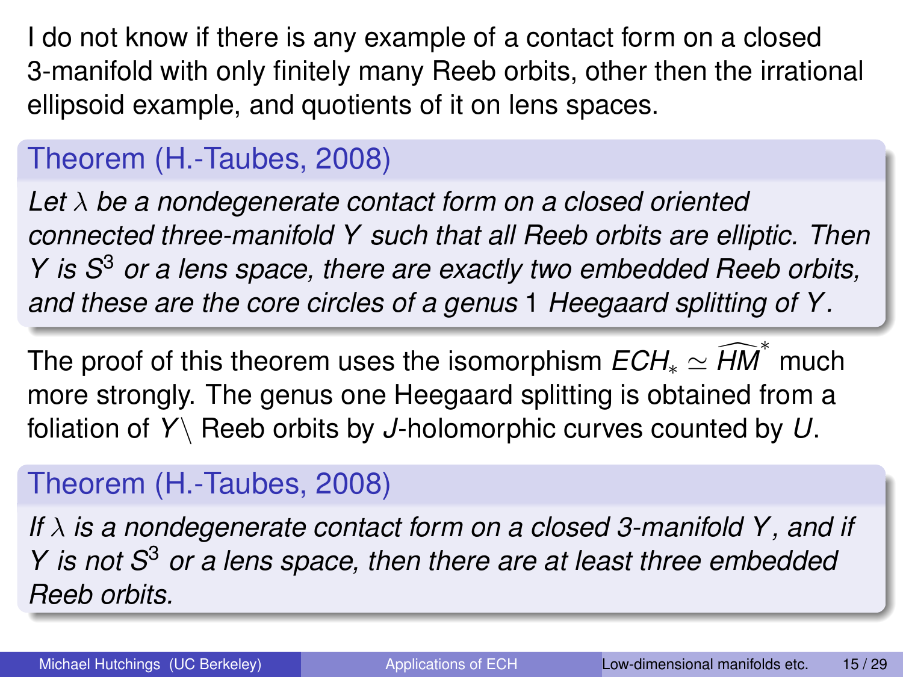I do not know if there is any example of a contact form on a closed 3-manifold with only finitely many Reeb orbits, other then the irrational ellipsoid example, and quotients of it on lens spaces.

**Theorem (H.-Taubes, 2008)**

*Let $\lambda$ be a nondegenerate contact form on a closed oriented connected three-manifold $Y$ such that all Reeb orbits are elliptic. Then $Y$ is $S^3$ or a lens space, there are exactly two embedded Reeb orbits, and these are the core circles of a genus 1 Heegaard splitting of $Y$.*

The proof of this theorem uses the isomorphism $ECH_* \simeq \widehat{HM}^*$ much more strongly. The genus one Heegaard splitting is obtained from a foliation of $Y \setminus$ Reeb orbits by $J$-holomorphic curves counted by $U$.

**Theorem (H.-Taubes, 2008)**

*If $\lambda$ is a nondegenerate contact form on a closed 3-manifold $Y$, and if $Y$ is not $S^3$ or a lens space, then there are at least three embedded Reeb orbits.*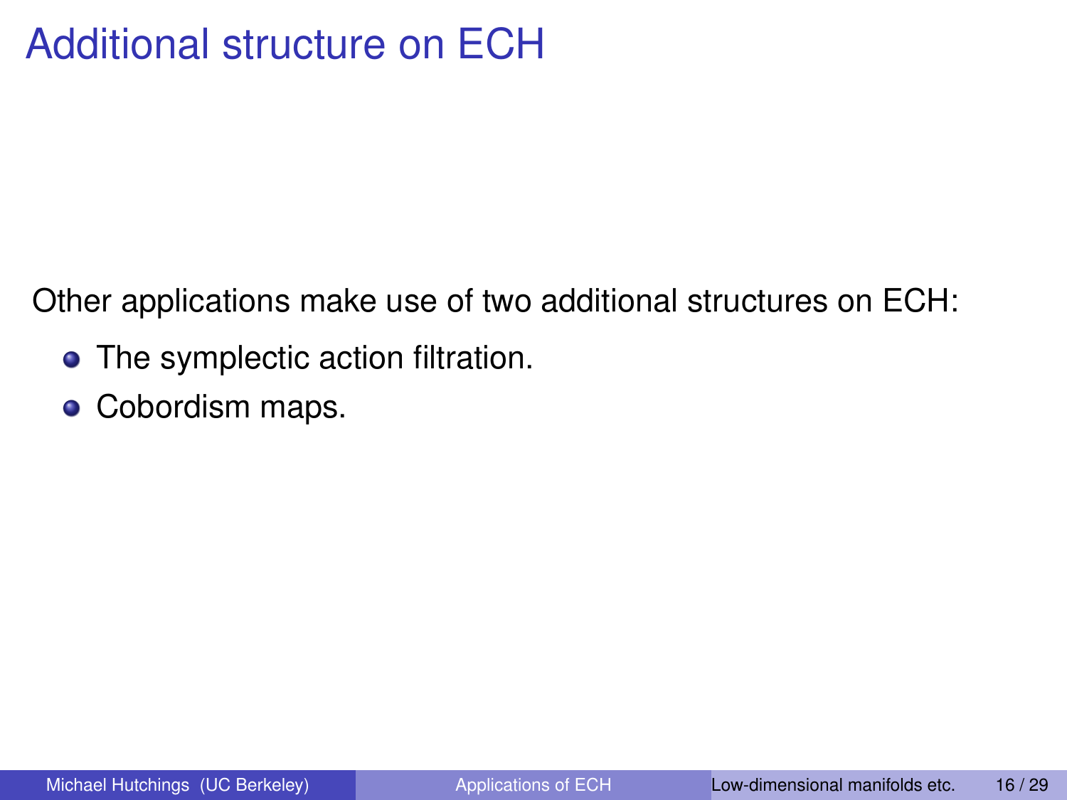# Additional structure on ECH

Other applications make use of two additional structures on ECH:

- The symplectic action filtration.
- Cobordism maps.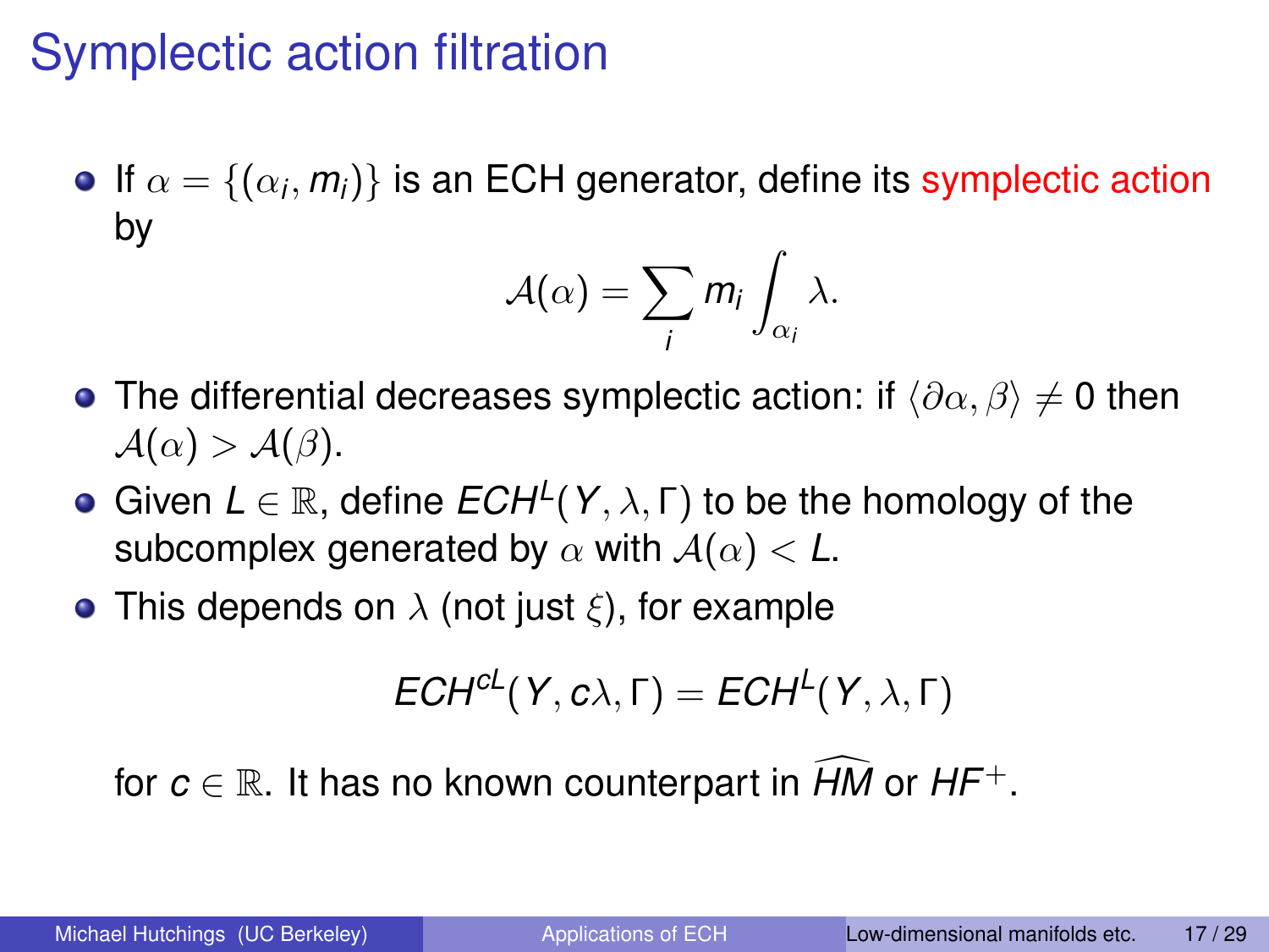# Symplectic action filtration

- If $\alpha = \{(\alpha_i, m_i)\}$ is an ECH generator, define its symplectic action by
$$\mathcal{A}(\alpha) = \sum_i m_i \int_{\alpha_i} \lambda.$$
- The differential decreases symplectic action: if $\langle \partial\alpha, \beta \rangle \neq 0$ then $\mathcal{A}(\alpha) > \mathcal{A}(\beta)$.
- Given $L \in \mathbb{R}$, define $ECH^L(Y, \lambda, \Gamma)$ to be the homology of the subcomplex generated by $\alpha$ with $\mathcal{A}(\alpha) < L$.
- This depends on $\lambda$ (not just $\xi$), for example
$$ECH^{cL}(Y, c\lambda, \Gamma) = ECH^L(Y, \lambda, \Gamma)$$
for $c \in \mathbb{R}$. It has no known counterpart in $\widehat{HM}$ or $HF^+$.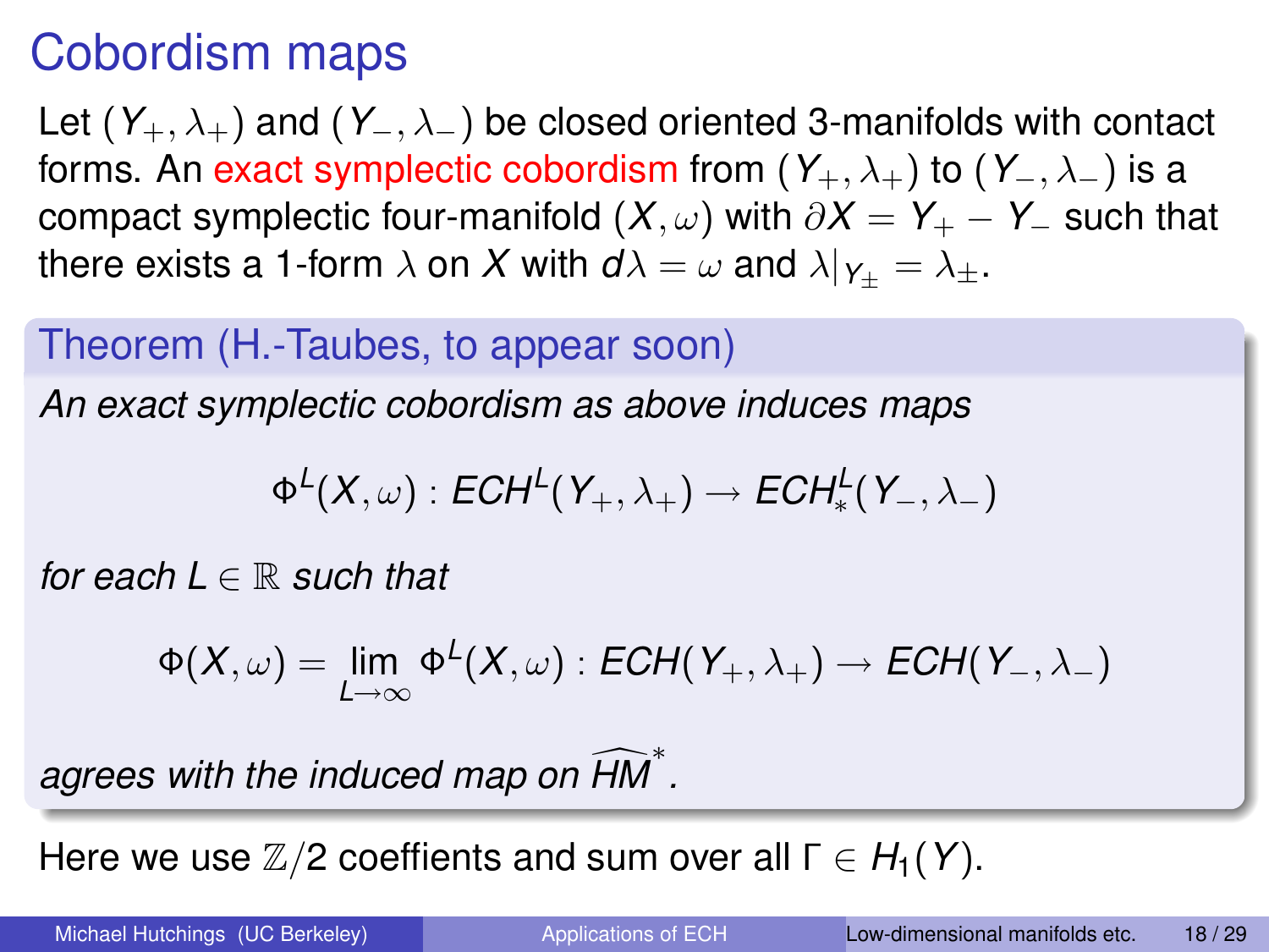# Cobordism maps

Let $(Y_+, \lambda_+)$ and $(Y_-, \lambda_-)$ be closed oriented 3-manifolds with contact forms. An exact symplectic cobordism from $(Y_+, \lambda_+)$ to $(Y_-, \lambda_-)$ is a compact symplectic four-manifold $(X, \omega)$ with $\partial X = Y_+ - Y_-$ such that there exists a 1-form $\lambda$ on $X$ with $d\lambda = \omega$ and $\lambda|_{Y_\pm} = \lambda_\pm$.

## Theorem (H.-Taubes, to appear soon)

*An exact symplectic cobordism as above induces maps*

$$\Phi^L(X, \omega) : ECH^L(Y_+, \lambda_+) \to ECH^L_*(Y_-, \lambda_-)$$

*for each $L \in \mathbb{R}$ such that*

$$\Phi(X, \omega) = \lim_{L \to \infty} \Phi^L(X, \omega) : ECH(Y_+, \lambda_+) \to ECH(Y_-, \lambda_-)$$

*agrees with the induced map on $\widehat{HM}^*$.*

Here we use $\mathbb{Z}/2$ coeffients and sum over all $\Gamma \in H_1(Y)$.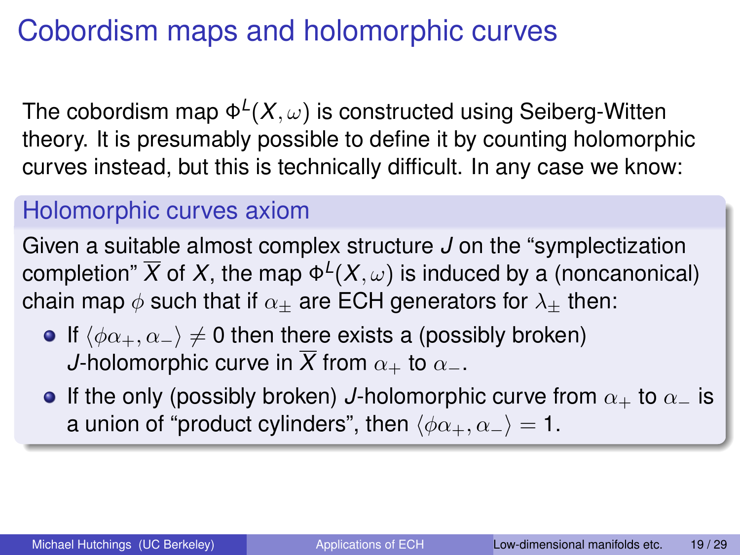# Cobordism maps and holomorphic curves

The cobordism map $\Phi^L(X, \omega)$ is constructed using Seiberg-Witten theory. It is presumably possible to define it by counting holomorphic curves instead, but this is technically difficult. In any case we know:

## Holomorphic curves axiom

Given a suitable almost complex structure $J$ on the "symplectization completion" $\overline{X}$ of $X$, the map $\Phi^L(X, \omega)$ is induced by a (noncanonical) chain map $\phi$ such that if $\alpha_\pm$ are ECH generators for $\lambda_\pm$ then:

- If $\langle \phi\alpha_+, \alpha_- \rangle \neq 0$ then there exists a (possibly broken) $J$-holomorphic curve in $\overline{X}$ from $\alpha_+$ to $\alpha_-$.
- If the only (possibly broken) $J$-holomorphic curve from $\alpha_+$ to $\alpha_-$ is a union of "product cylinders", then $\langle \phi\alpha_+, \alpha_- \rangle = 1$.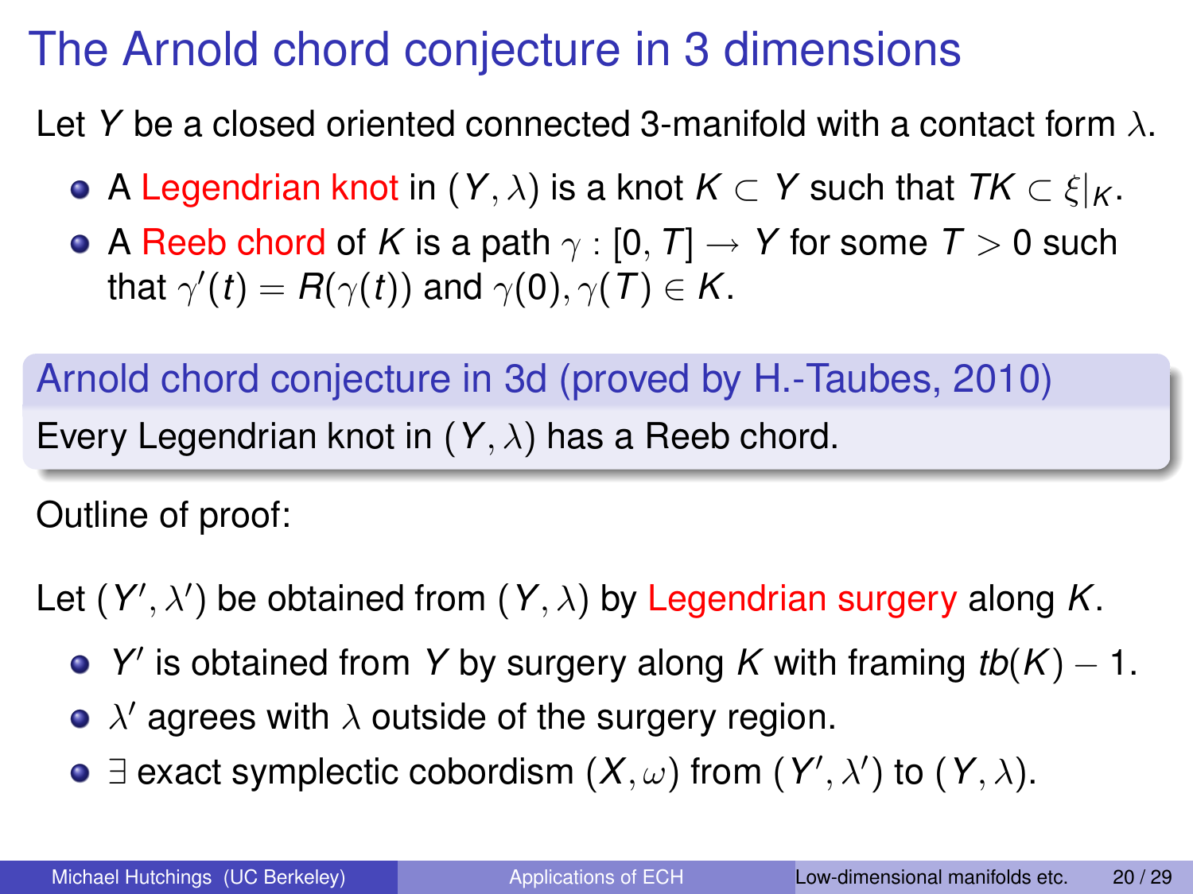# The Arnold chord conjecture in 3 dimensions

Let $Y$ be a closed oriented connected 3-manifold with a contact form $\lambda$.

- A Legendrian knot in $(Y, \lambda)$ is a knot $K \subset Y$ such that $TK \subset \xi|_K$.
- A Reeb chord of $K$ is a path $\gamma : [0, T] \to Y$ for some $T > 0$ such that $\gamma'(t) = R(\gamma(t))$ and $\gamma(0), \gamma(T) \in K$.

**Arnold chord conjecture in 3d (proved by H.-Taubes, 2010)**

Every Legendrian knot in $(Y, \lambda)$ has a Reeb chord.

Outline of proof:

Let $(Y', \lambda')$ be obtained from $(Y, \lambda)$ by Legendrian surgery along $K$.

- $Y'$ is obtained from $Y$ by surgery along $K$ with framing $tb(K) - 1$.
- $\lambda'$ agrees with $\lambda$ outside of the surgery region.
- $\exists$ exact symplectic cobordism $(X, \omega)$ from $(Y', \lambda')$ to $(Y, \lambda)$.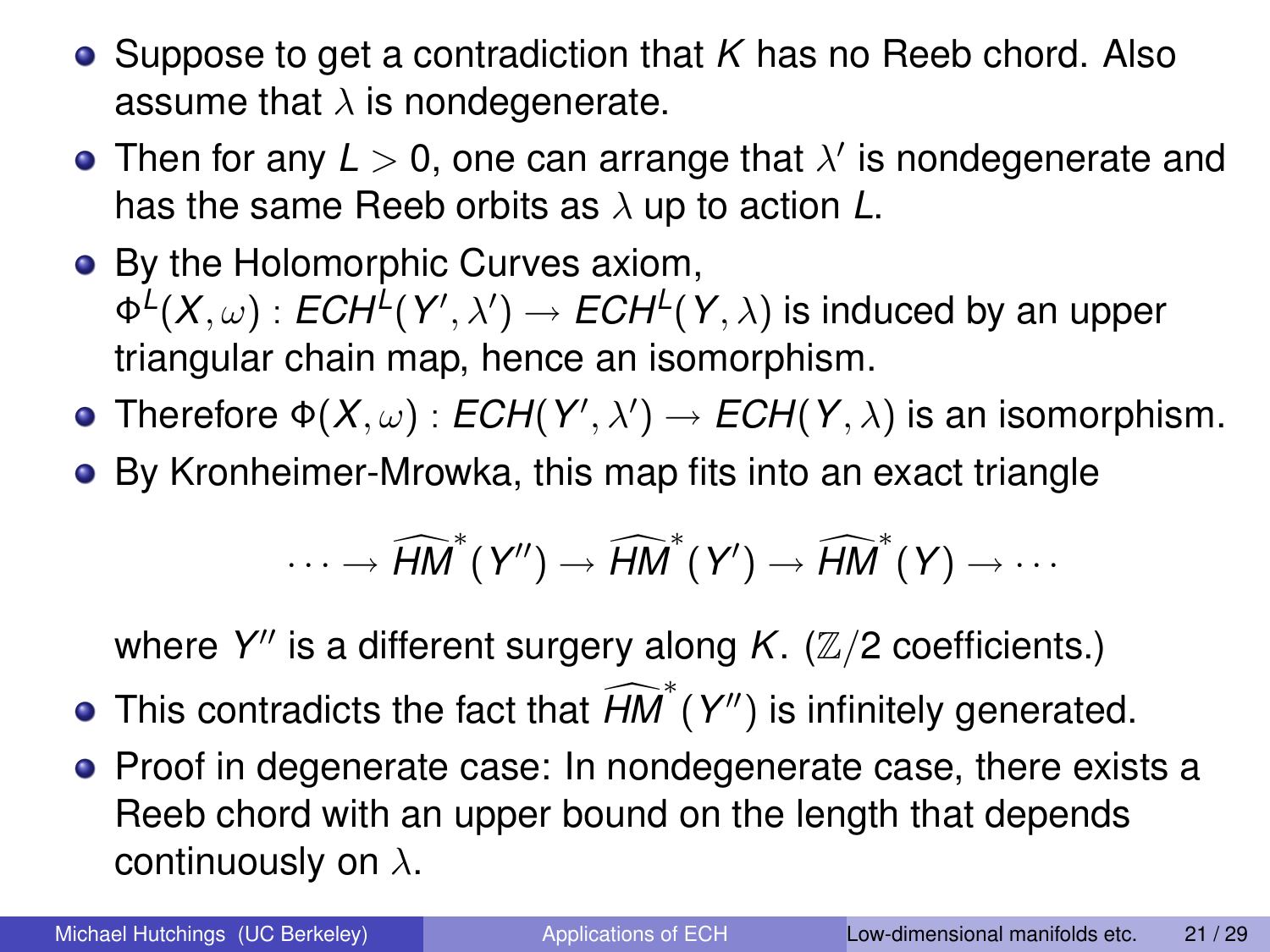- Suppose to get a contradiction that $K$ has no Reeb chord. Also assume that $\lambda$ is nondegenerate.
- Then for any $L > 0$, one can arrange that $\lambda'$ is nondegenerate and has the same Reeb orbits as $\lambda$ up to action $L$.
- By the Holomorphic Curves axiom, $\Phi^L(X, \omega) : ECH^L(Y', \lambda') \to ECH^L(Y, \lambda)$ is induced by an upper triangular chain map, hence an isomorphism.
- Therefore $\Phi(X, \omega) : ECH(Y', \lambda') \to ECH(Y, \lambda)$ is an isomorphism.
- By Kronheimer-Mrowka, this map fits into an exact triangle

$$\cdots \to \widehat{HM}^*(Y'') \to \widehat{HM}^*(Y') \to \widehat{HM}^*(Y) \to \cdots$$

  where $Y''$ is a different surgery along $K$. ($\mathbb{Z}/2$ coefficients.)
- This contradicts the fact that $\widehat{HM}^*(Y'')$ is infinitely generated.
- Proof in degenerate case: In nondegenerate case, there exists a Reeb chord with an upper bound on the length that depends continuously on $\lambda$.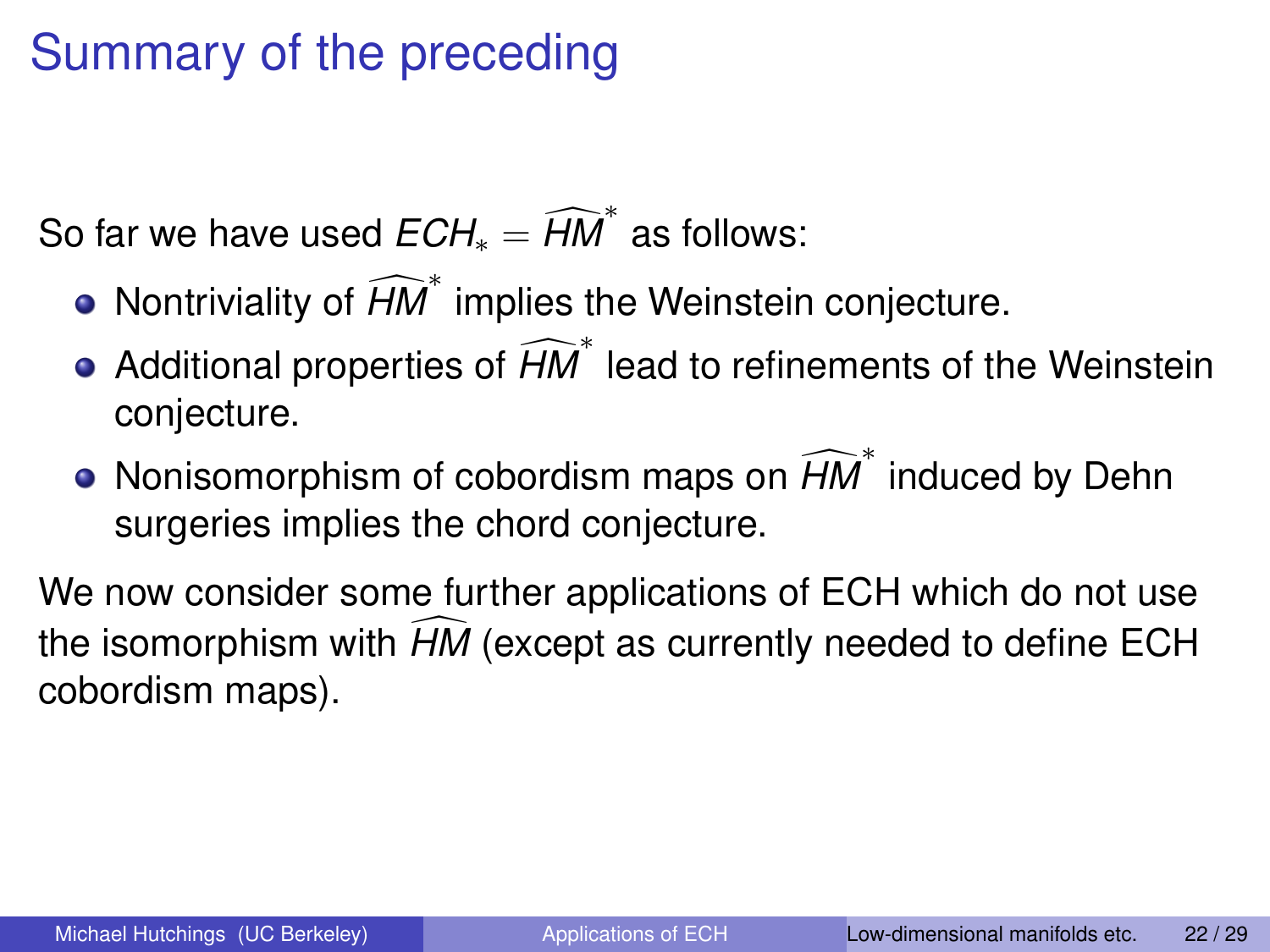# Summary of the preceding

So far we have used $ECH_* = \widehat{HM}^*$ as follows:

- Nontriviality of $\widehat{HM}^*$ implies the Weinstein conjecture.
- Additional properties of $\widehat{HM}^*$ lead to refinements of the Weinstein conjecture.
- Nonisomorphism of cobordism maps on $\widehat{HM}^*$ induced by Dehn surgeries implies the chord conjecture.

We now consider some further applications of ECH which do not use the isomorphism with $\widehat{HM}$ (except as currently needed to define ECH cobordism maps).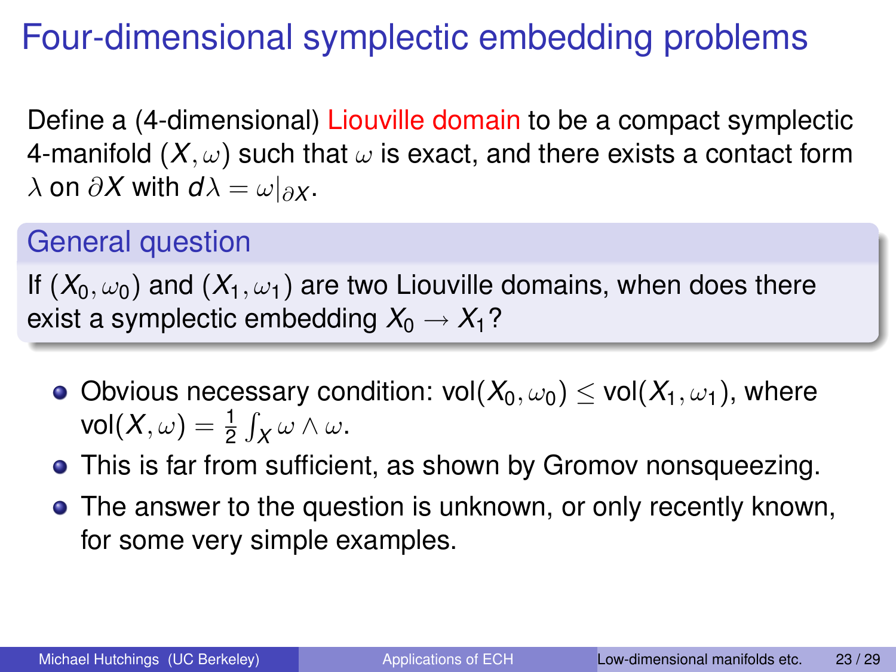# Four-dimensional symplectic embedding problems

Define a (4-dimensional) Liouville domain to be a compact symplectic 4-manifold $(X, \omega)$ such that $\omega$ is exact, and there exists a contact form $\lambda$ on $\partial X$ with $d\lambda = \omega|_{\partial X}$.

## General question

If $(X_0, \omega_0)$ and $(X_1, \omega_1)$ are two Liouville domains, when does there exist a symplectic embedding $X_0 \to X_1$?

- Obvious necessary condition: $\mathrm{vol}(X_0, \omega_0) \le \mathrm{vol}(X_1, \omega_1)$, where $\mathrm{vol}(X, \omega) = \frac{1}{2}\int_X \omega \wedge \omega$.
- This is far from sufficient, as shown by Gromov nonsqueezing.
- The answer to the question is unknown, or only recently known, for some very simple examples.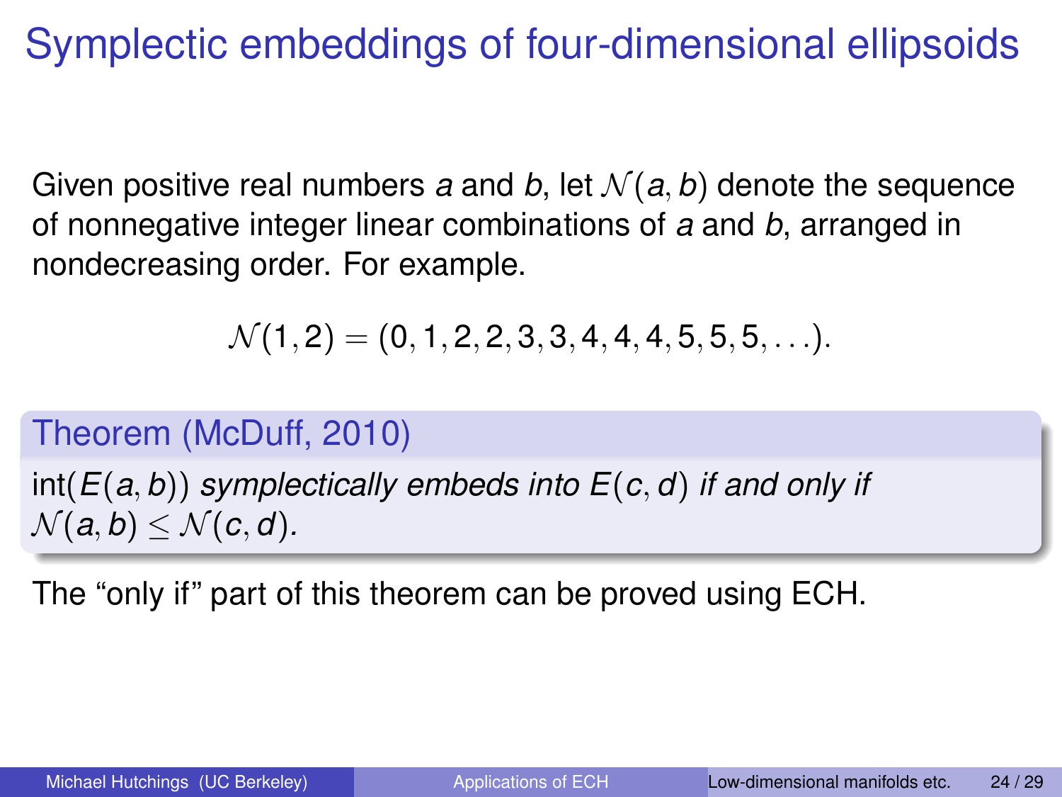# Symplectic embeddings of four-dimensional ellipsoids

Given positive real numbers $a$ and $b$, let $\mathcal{N}(a,b)$ denote the sequence of nonnegative integer linear combinations of $a$ and $b$, arranged in nondecreasing order. For example.

$$\mathcal{N}(1,2) = (0,1,2,2,3,3,4,4,4,5,5,5,\ldots).$$

**Theorem (McDuff, 2010)**

*$\text{int}(E(a,b))$ symplectically embeds into $E(c,d)$ if and only if $\mathcal{N}(a,b) \leq \mathcal{N}(c,d)$.*

The "only if" part of this theorem can be proved using ECH.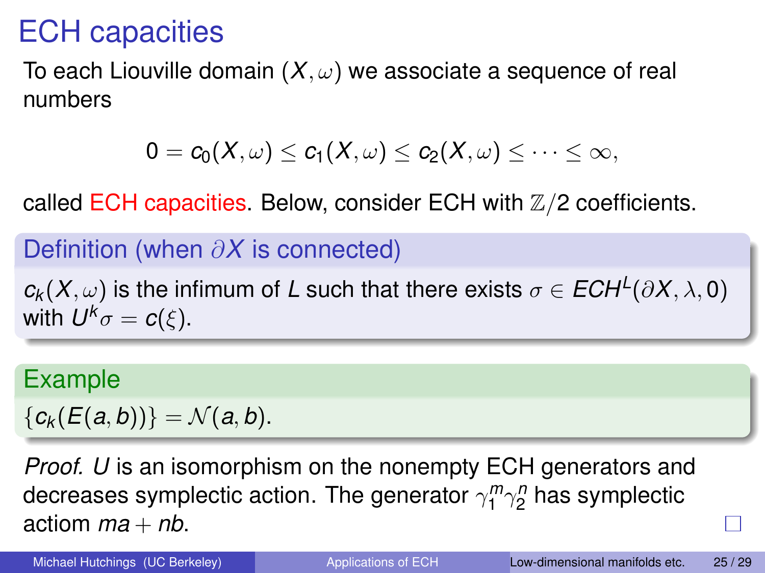# ECH capacities

To each Liouville domain $(X, \omega)$ we associate a sequence of real numbers

$$0 = c_0(X, \omega) \leq c_1(X, \omega) \leq c_2(X, \omega) \leq \cdots \leq \infty,$$

called ECH capacities. Below, consider ECH with $\mathbb{Z}/2$ coefficients.

**Definition (when $\partial X$ is connected)**

$c_k(X, \omega)$ is the infimum of $L$ such that there exists $\sigma \in ECH^L(\partial X, \lambda, 0)$ with $U^k \sigma = c(\xi)$.

**Example**

$\{c_k(E(a, b))\} = \mathcal{N}(a, b)$.

*Proof.* $U$ is an isomorphism on the nonempty ECH generators and decreases symplectic action. The generator $\gamma_1^m \gamma_2^n$ has symplectic actiom $ma + nb$. □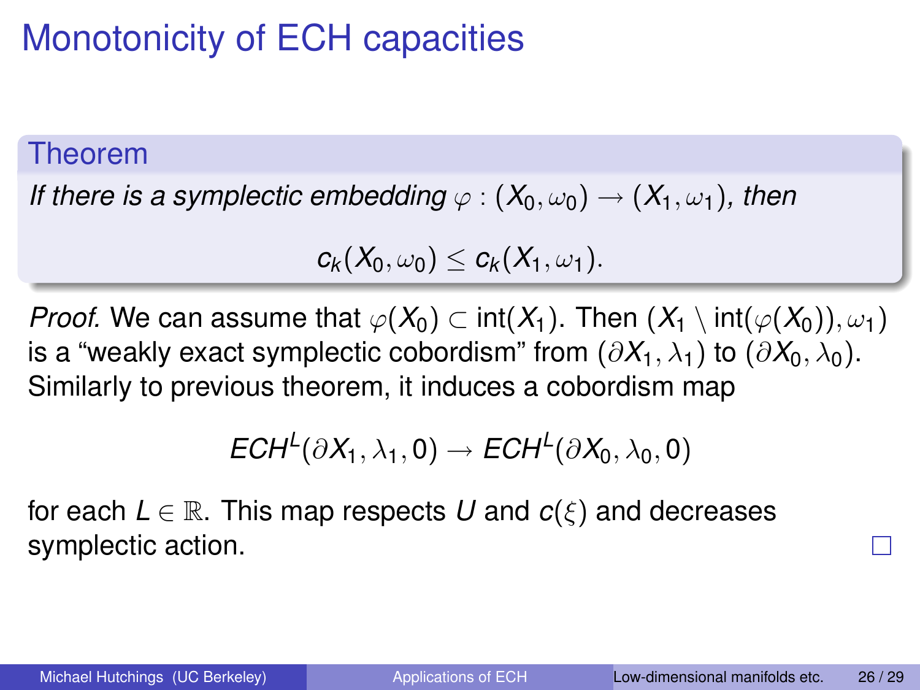# Monotonicity of ECH capacities

**Theorem**

*If there is a symplectic embedding $\varphi : (X_0, \omega_0) \to (X_1, \omega_1)$, then*

$$c_k(X_0, \omega_0) \le c_k(X_1, \omega_1).$$

*Proof.* We can assume that $\varphi(X_0) \subset \text{int}(X_1)$. Then $(X_1 \setminus \text{int}(\varphi(X_0)), \omega_1)$ is a "weakly exact symplectic cobordism" from $(\partial X_1, \lambda_1)$ to $(\partial X_0, \lambda_0)$. Similarly to previous theorem, it induces a cobordism map

$$ECH^L(\partial X_1, \lambda_1, 0) \to ECH^L(\partial X_0, \lambda_0, 0)$$

for each $L \in \mathbb{R}$. This map respects $U$ and $c(\xi)$ and decreases symplectic action. □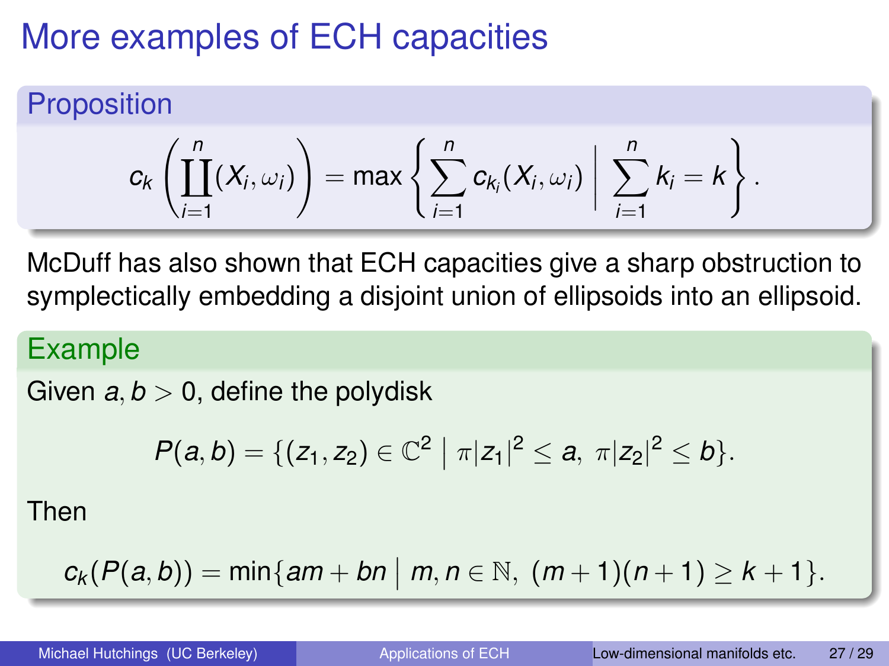# More examples of ECH capacities

### Proposition

$$c_k\left(\coprod_{i=1}^{n}(X_i,\omega_i)\right) = \max\left\{\sum_{i=1}^{n} c_{k_i}(X_i,\omega_i) \;\middle|\; \sum_{i=1}^{n} k_i = k\right\}.$$

McDuff has also shown that ECH capacities give a sharp obstruction to symplectically embedding a disjoint union of ellipsoids into an ellipsoid.

### Example

Given $a, b > 0$, define the polydisk

$$P(a,b) = \{(z_1,z_2) \in \mathbb{C}^2 \mid \pi|z_1|^2 \le a,\ \pi|z_2|^2 \le b\}.$$

Then

$$c_k(P(a,b)) = \min\{am + bn \mid m, n \in \mathbb{N},\ (m+1)(n+1) \ge k+1\}.$$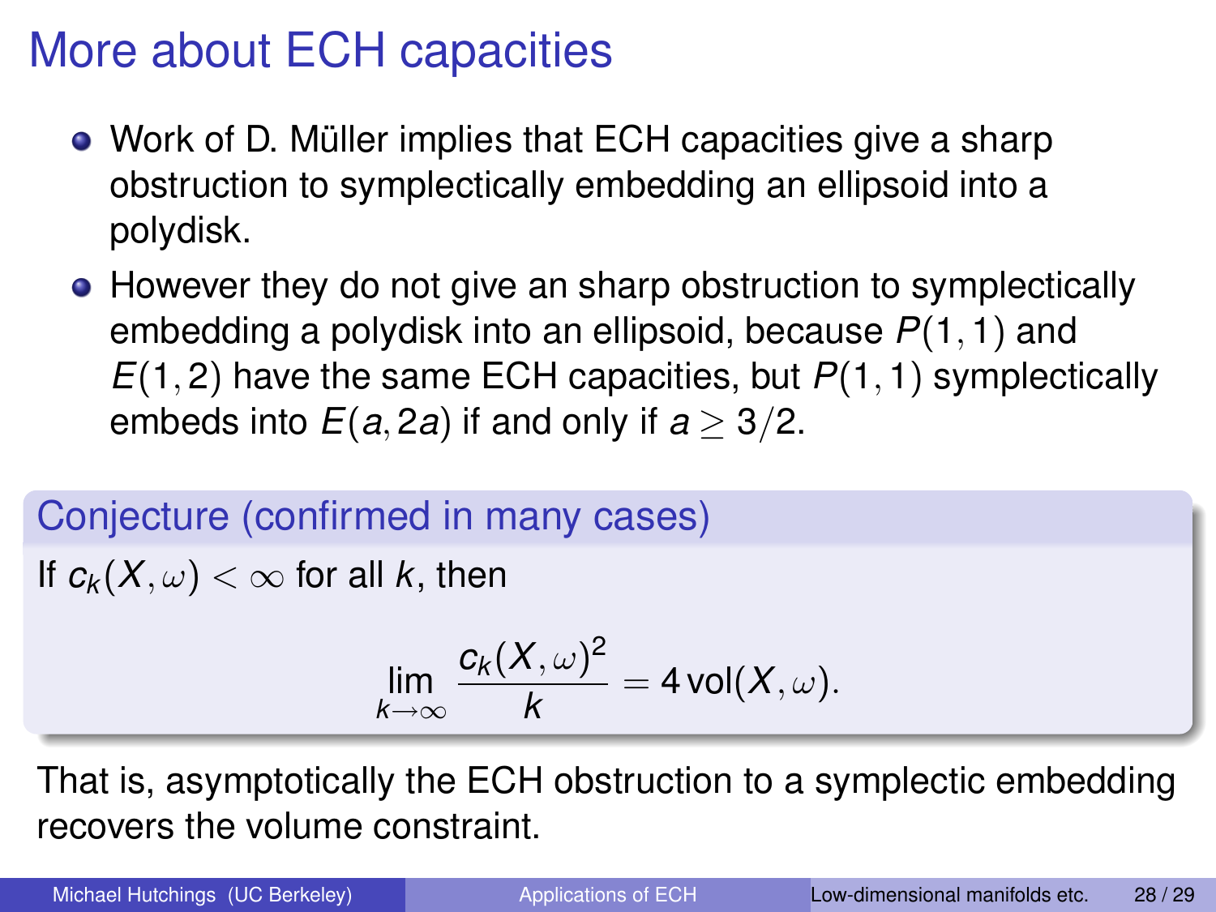# More about ECH capacities

- Work of D. Müller implies that ECH capacities give a sharp obstruction to symplectically embedding an ellipsoid into a polydisk.
- However they do not give an sharp obstruction to symplectically embedding a polydisk into an ellipsoid, because $P(1,1)$ and $E(1,2)$ have the same ECH capacities, but $P(1,1)$ symplectically embeds into $E(a,2a)$ if and only if $a \geq 3/2$.

**Conjecture (confirmed in many cases)**

If $c_k(X,\omega) < \infty$ for all $k$, then

$$\lim_{k\to\infty} \frac{c_k(X,\omega)^2}{k} = 4\,\mathrm{vol}(X,\omega).$$

That is, asymptotically the ECH obstruction to a symplectic embedding recovers the volume constraint.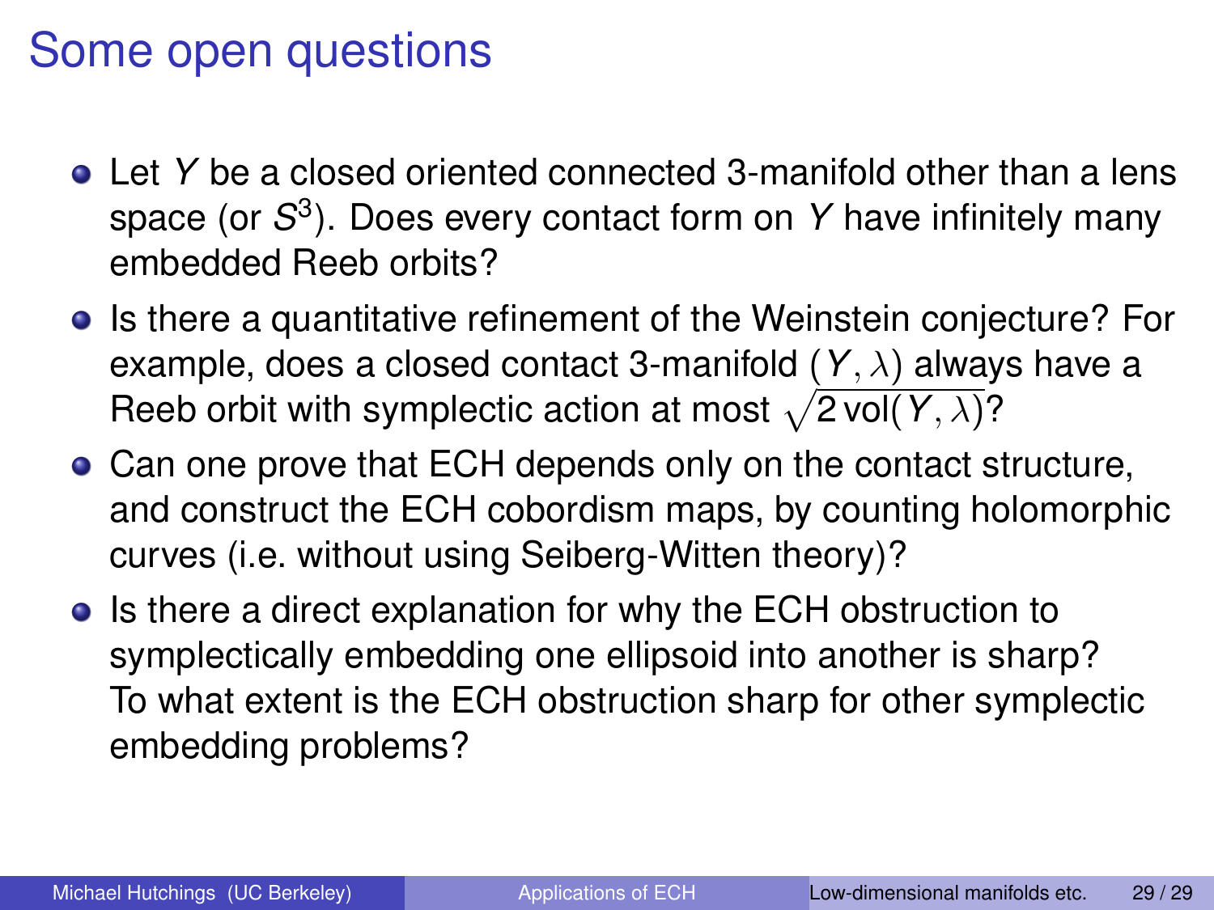# Some open questions

- Let $Y$ be a closed oriented connected 3-manifold other than a lens space (or $S^3$). Does every contact form on $Y$ have infinitely many embedded Reeb orbits?
- Is there a quantitative refinement of the Weinstein conjecture? For example, does a closed contact 3-manifold $(Y, \lambda)$ always have a Reeb orbit with symplectic action at most $\sqrt{2\,\mathrm{vol}(Y, \lambda)}$?
- Can one prove that ECH depends only on the contact structure, and construct the ECH cobordism maps, by counting holomorphic curves (i.e. without using Seiberg-Witten theory)?
- Is there a direct explanation for why the ECH obstruction to symplectically embedding one ellipsoid into another is sharp? To what extent is the ECH obstruction sharp for other symplectic embedding problems?